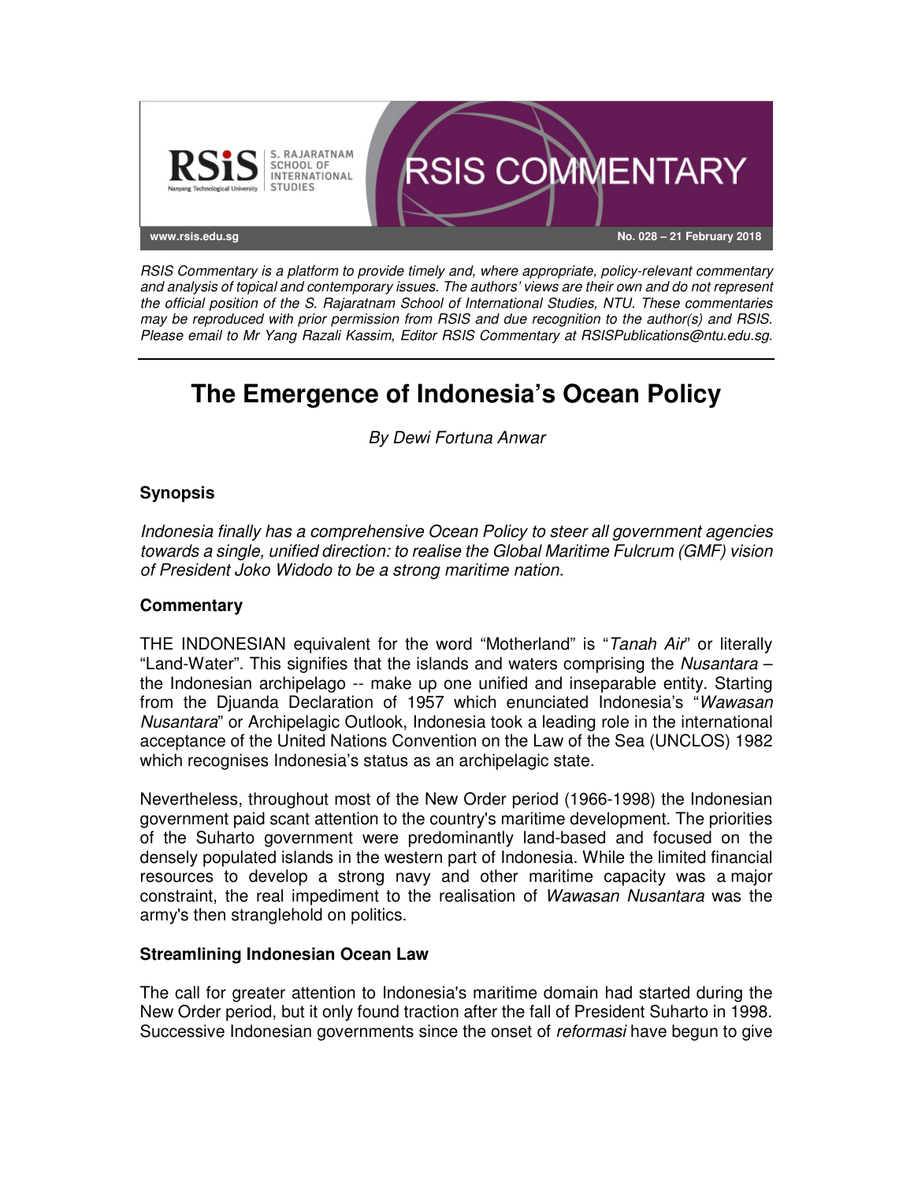RSIS COMMENTARY

www.rsis.edu.sg

No. 028 – 21 February 2018

*RSIS Commentary is a platform to provide timely and, where appropriate, policy-relevant commentary and analysis of topical and contemporary issues. The authors' views are their own and do not represent the official position of the S. Rajaratnam School of International Studies, NTU. These commentaries may be reproduced with prior permission from RSIS and due recognition to the author(s) and RSIS. Please email to Mr Yang Razali Kassim, Editor RSIS Commentary at RSISPublications@ntu.edu.sg.*

# The Emergence of Indonesia's Ocean Policy

*By Dewi Fortuna Anwar*

### Synopsis

*Indonesia finally has a comprehensive Ocean Policy to steer all government agencies towards a single, unified direction: to realise the Global Maritime Fulcrum (GMF) vision of President Joko Widodo to be a strong maritime nation.*

### Commentary

THE INDONESIAN equivalent for the word "Motherland" is "*Tanah Air*" or literally "Land-Water". This signifies that the islands and waters comprising the *Nusantara* – the Indonesian archipelago -- make up one unified and inseparable entity. Starting from the Djuanda Declaration of 1957 which enunciated Indonesia's "*Wawasan Nusantara*" or Archipelagic Outlook, Indonesia took a leading role in the international acceptance of the United Nations Convention on the Law of the Sea (UNCLOS) 1982 which recognises Indonesia's status as an archipelagic state.

Nevertheless, throughout most of the New Order period (1966-1998) the Indonesian government paid scant attention to the country's maritime development. The priorities of the Suharto government were predominantly land-based and focused on the densely populated islands in the western part of Indonesia. While the limited financial resources to develop a strong navy and other maritime capacity was a major constraint, the real impediment to the realisation of *Wawasan Nusantara* was the army's then stranglehold on politics.

### Streamlining Indonesian Ocean Law

The call for greater attention to Indonesia's maritime domain had started during the New Order period, but it only found traction after the fall of President Suharto in 1998. Successive Indonesian governments since the onset of *reformasi* have begun to give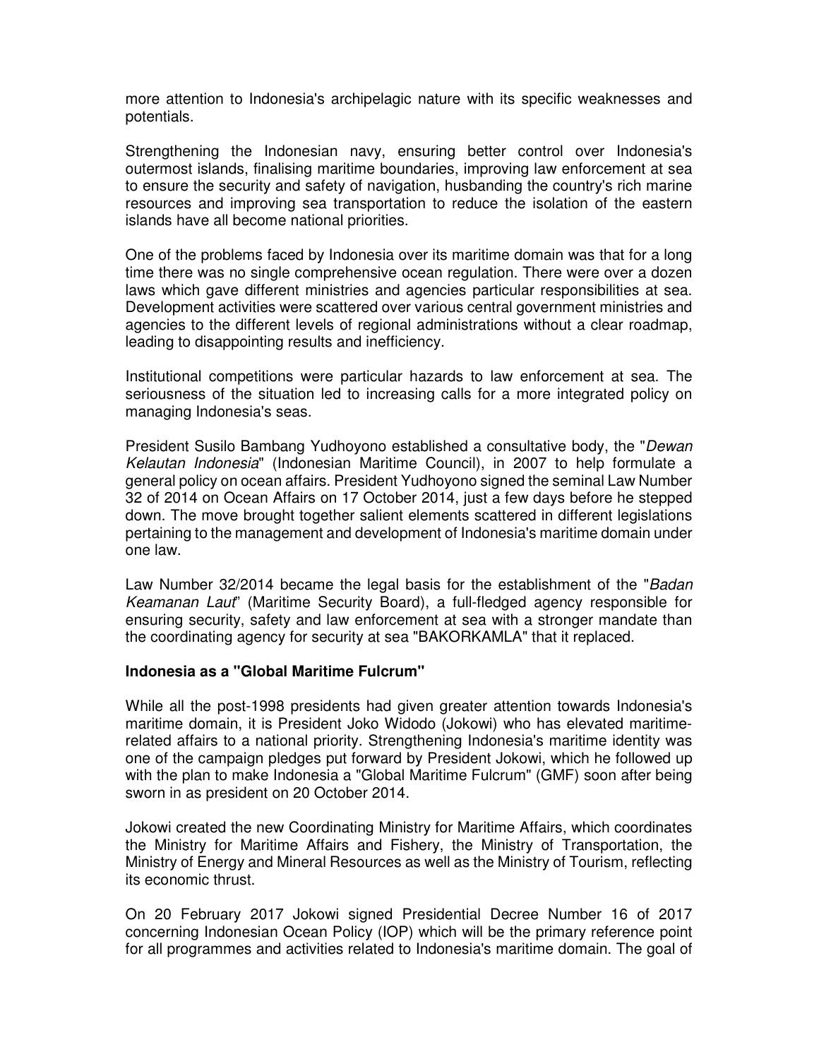more attention to Indonesia's archipelagic nature with its specific weaknesses and potentials.

Strengthening the Indonesian navy, ensuring better control over Indonesia's outermost islands, finalising maritime boundaries, improving law enforcement at sea to ensure the security and safety of navigation, husbanding the country's rich marine resources and improving sea transportation to reduce the isolation of the eastern islands have all become national priorities.

One of the problems faced by Indonesia over its maritime domain was that for a long time there was no single comprehensive ocean regulation. There were over a dozen laws which gave different ministries and agencies particular responsibilities at sea. Development activities were scattered over various central government ministries and agencies to the different levels of regional administrations without a clear roadmap, leading to disappointing results and inefficiency.

Institutional competitions were particular hazards to law enforcement at sea. The seriousness of the situation led to increasing calls for a more integrated policy on managing Indonesia's seas.

President Susilo Bambang Yudhoyono established a consultative body, the "*Dewan Kelautan Indonesia*" (Indonesian Maritime Council), in 2007 to help formulate a general policy on ocean affairs. President Yudhoyono signed the seminal Law Number 32 of 2014 on Ocean Affairs on 17 October 2014, just a few days before he stepped down. The move brought together salient elements scattered in different legislations pertaining to the management and development of Indonesia's maritime domain under one law.

Law Number 32/2014 became the legal basis for the establishment of the "*Badan Keamanan Laut*" (Maritime Security Board), a full-fledged agency responsible for ensuring security, safety and law enforcement at sea with a stronger mandate than the coordinating agency for security at sea "BAKORKAMLA" that it replaced.

**Indonesia as a "Global Maritime Fulcrum"**

While all the post-1998 presidents had given greater attention towards Indonesia's maritime domain, it is President Joko Widodo (Jokowi) who has elevated maritime-related affairs to a national priority. Strengthening Indonesia's maritime identity was one of the campaign pledges put forward by President Jokowi, which he followed up with the plan to make Indonesia a "Global Maritime Fulcrum" (GMF) soon after being sworn in as president on 20 October 2014.

Jokowi created the new Coordinating Ministry for Maritime Affairs, which coordinates the Ministry for Maritime Affairs and Fishery, the Ministry of Transportation, the Ministry of Energy and Mineral Resources as well as the Ministry of Tourism, reflecting its economic thrust.

On 20 February 2017 Jokowi signed Presidential Decree Number 16 of 2017 concerning Indonesian Ocean Policy (IOP) which will be the primary reference point for all programmes and activities related to Indonesia's maritime domain. The goal of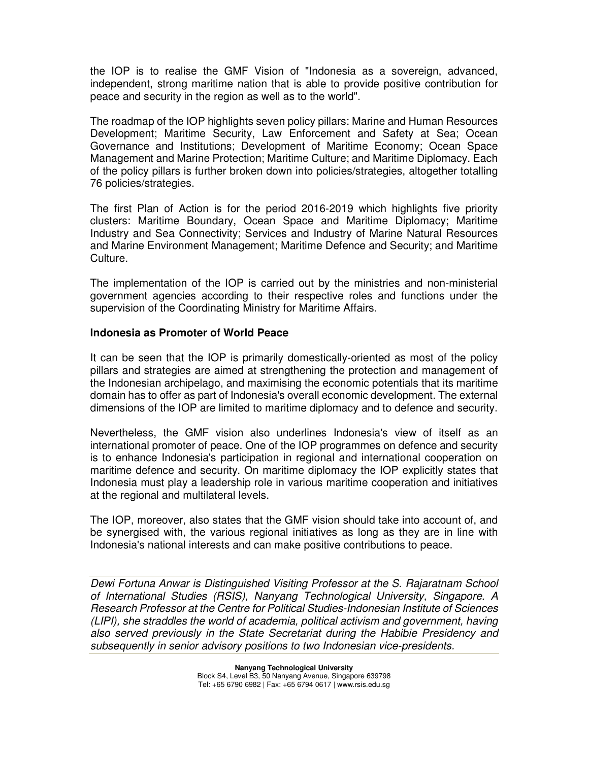the IOP is to realise the GMF Vision of "Indonesia as a sovereign, advanced, independent, strong maritime nation that is able to provide positive contribution for peace and security in the region as well as to the world".

The roadmap of the IOP highlights seven policy pillars: Marine and Human Resources Development; Maritime Security, Law Enforcement and Safety at Sea; Ocean Governance and Institutions; Development of Maritime Economy; Ocean Space Management and Marine Protection; Maritime Culture; and Maritime Diplomacy. Each of the policy pillars is further broken down into policies/strategies, altogether totalling 76 policies/strategies.

The first Plan of Action is for the period 2016-2019 which highlights five priority clusters: Maritime Boundary, Ocean Space and Maritime Diplomacy; Maritime Industry and Sea Connectivity; Services and Industry of Marine Natural Resources and Marine Environment Management; Maritime Defence and Security; and Maritime Culture.

The implementation of the IOP is carried out by the ministries and non-ministerial government agencies according to their respective roles and functions under the supervision of the Coordinating Ministry for Maritime Affairs.

**Indonesia as Promoter of World Peace**

It can be seen that the IOP is primarily domestically-oriented as most of the policy pillars and strategies are aimed at strengthening the protection and management of the Indonesian archipelago, and maximising the economic potentials that its maritime domain has to offer as part of Indonesia's overall economic development. The external dimensions of the IOP are limited to maritime diplomacy and to defence and security.

Nevertheless, the GMF vision also underlines Indonesia's view of itself as an international promoter of peace. One of the IOP programmes on defence and security is to enhance Indonesia's participation in regional and international cooperation on maritime defence and security. On maritime diplomacy the IOP explicitly states that Indonesia must play a leadership role in various maritime cooperation and initiatives at the regional and multilateral levels.

The IOP, moreover, also states that the GMF vision should take into account of, and be synergised with, the various regional initiatives as long as they are in line with Indonesia's national interests and can make positive contributions to peace.

*Dewi Fortuna Anwar is Distinguished Visiting Professor at the S. Rajaratnam School of International Studies (RSIS), Nanyang Technological University, Singapore. A Research Professor at the Centre for Political Studies-Indonesian Institute of Sciences (LIPI), she straddles the world of academia, political activism and government, having also served previously in the State Secretariat during the Habibie Presidency and subsequently in senior advisory positions to two Indonesian vice-presidents.*